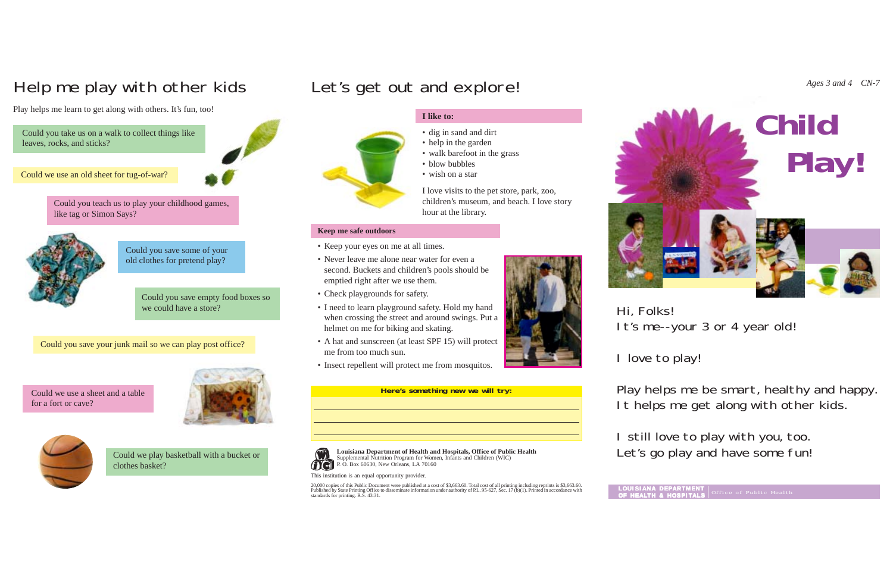## Help me play with other kids

Play helps me learn to get along with others. It's fun, too!

Could you take us on a walk to collect things like leaves, rocks, and sticks?

Could we use an old sheet for tug-of-war?

Could you teach us to play your childhood games, like tag or Simon Says?

Could you save some of your old clothes for pretend play?

Could you save empty food boxes so we could have a store?

Could you save your junk mail so we can play post office?

Could we use a sheet and a table for a fort or cave?

Could we play basketball with a bucket or clothes basket?

## Let's get out and explore!

**I like to:**

- dig in sand and dirt
- help in the garden
- walk barefoot in the grass
- blow bubbles
- wish on a star

I love visits to the pet store, park, zoo, children's museum, and beach. I love story hour at the library.

**Keep me safe outdoors**

- Keep your eyes on me at all times.
- Never leave me alone near water for even a second. Buckets and children's pools should be emptied right after we use them.
- Check playgrounds for safety.
- I need to learn playground safety. Hold my hand when crossing the street and around swings. Put a helmet on me for biking and skating.
- A hat and sunscreen (at least SPF 15) will protect me from too much sun.
- Insect repellent will protect me from mosquitos.

**Here's something new we will try:**

___

___

___

**Louisiana Department of Health and Hospitals, Office of Public Health**
Supplemental Nutrition Program for Women, Infants and Children (WIC)
P. O. Box 60630, New Orleans, LA 70160

This institution is an equal opportunity provider.

20,000 copies of this Public Document were published at a cost of $3,663.60. Total cost of all printing including reprints is $3,663.60. Published by State Printing Office to disseminate information under authority of P.L. 95-627, Sec. 17 (b)(1). Printed in accordance with standards for printing. R.S. 43:31.

*Ages 3 and 4 CN-7*

# Child Play!

Hi, Folks!
It's me--your 3 or 4 year old!

I love to play!

Play helps me be smart, healthy and happy.
It helps me get along with other kids.

I still love to play with you, too.
Let's go play and have some fun!

LOUISIANA DEPARTMENT OF HEALTH & HOSPITALS | Office of Public Health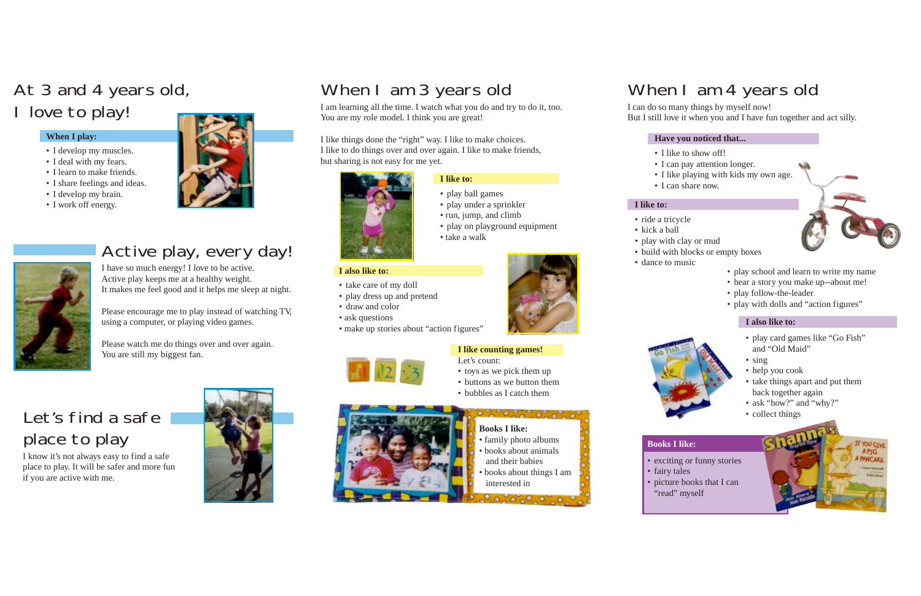# At 3 and 4 years old, I love to play!

**When I play:**

- I develop my muscles.
- I deal with my fears.
- I learn to make friends.
- I share feelings and ideas.
- I develop my brain.
- I work off energy.

## Active play, every day!

I have so much energy! I love to be active. Active play keeps me at a healthy weight. It makes me feel good and it helps me sleep at night.

Please encourage me to play instead of watching TV, using a computer, or playing video games.

Please watch me do things over and over again. You are still my biggest fan.

## Let's find a safe place to play

I know it's not always easy to find a safe place to play. It will be safer and more fun if you are active with me.

# When I am 3 years old

I am learning all the time. I watch what you do and try to do it, too. You are my role model. I think you are great!

I like things done the "right" way. I like to make choices. I like to do things over and over again. I like to make friends, but sharing is not easy for me yet.

**I like to:**

- play ball games
- play under a sprinkler
- run, jump, and climb
- play on playground equipment
- take a walk

**I also like to:**

- take care of my doll
- play dress up and pretend
- draw and color
- ask questions
- make up stories about "action figures"

**I like counting games!**

Let's count:

- toys as we pick them up
- buttons as we button them
- bubbles as I catch them

**Books I like:**

- family photo albums
- books about animals and their babies
- books about things I am interested in

# When I am 4 years old

I can do so many things by myself now! But I still love it when you and I have fun together and act silly.

**Have you noticed that...**

- I like to show off!
- I can pay attention longer.
- I like playing with kids my own age.
- I can share now.

**I like to:**

- ride a tricycle
- kick a ball
- play with clay or mud
- build with blocks or empty boxes
- dance to music
- play school and learn to write my name
- hear a story you make up--about me!
- play follow-the-leader
- play with dolls and "action figures"

**I also like to:**

- play card games like "Go Fish" and "Old Maid"
- sing
- help you cook
- take things apart and put them back together again
- ask "how?" and "why?"
- collect things

**Books I like:**

- exciting or funny stories
- fairy tales
- picture books that I can "read" myself